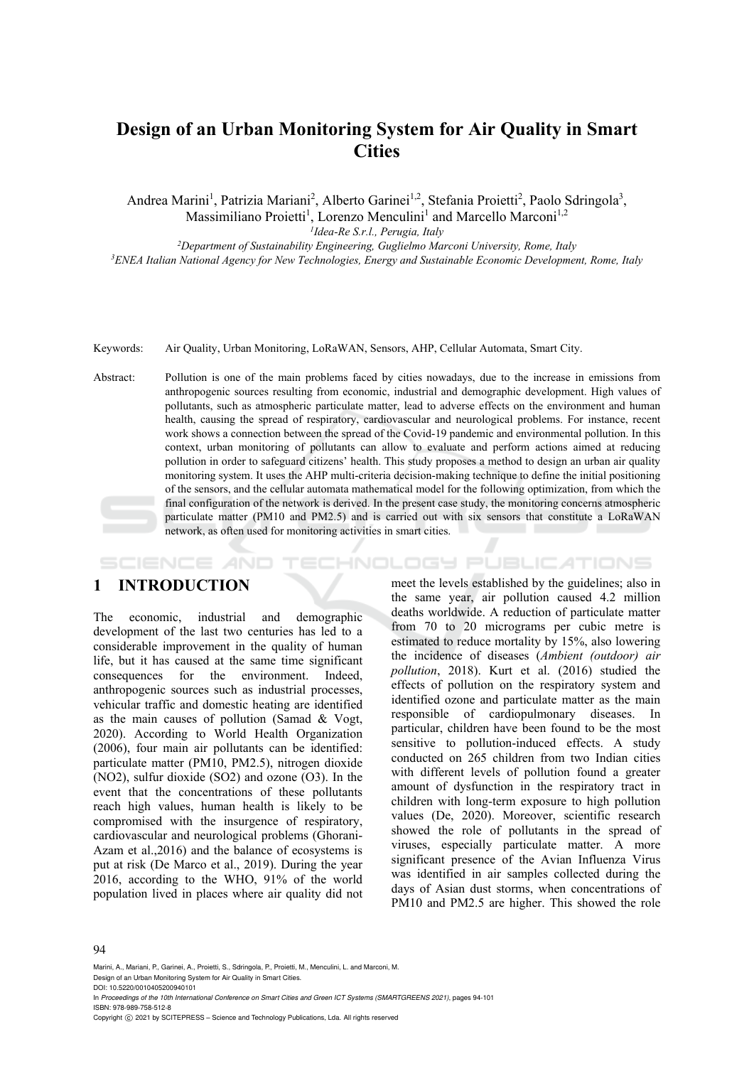# Design of an Urban Monitoring System for Air Quality in Smart Cities

Andrea Marini[1], Patrizia Mariani[2], Alberto Garinei[1,2], Stefania Proietti[2], Paolo Sdringola[3], Massimiliano Proietti[1], Lorenzo Menculini[1] and Marcello Marconi[1,2]

[1]*Idea-Re S.r.l., Perugia, Italy*
[2]*Department of Sustainability Engineering, Guglielmo Marconi University, Rome, Italy*
[3]*ENEA Italian National Agency for New Technologies, Energy and Sustainable Economic Development, Rome, Italy*

Keywords: Air Quality, Urban Monitoring, LoRaWAN, Sensors, AHP, Cellular Automata, Smart City.

Abstract: Pollution is one of the main problems faced by cities nowadays, due to the increase in emissions from anthropogenic sources resulting from economic, industrial and demographic development. High values of pollutants, such as atmospheric particulate matter, lead to adverse effects on the environment and human health, causing the spread of respiratory, cardiovascular and neurological problems. For instance, recent work shows a connection between the spread of the Covid-19 pandemic and environmental pollution. In this context, urban monitoring of pollutants can allow to evaluate and perform actions aimed at reducing pollution in order to safeguard citizens' health. This study proposes a method to design an urban air quality monitoring system. It uses the AHP multi-criteria decision-making technique to define the initial positioning of the sensors, and the cellular automata mathematical model for the following optimization, from which the final configuration of the network is derived. In the present case study, the monitoring concerns atmospheric particulate matter (PM10 and PM2.5) and is carried out with six sensors that constitute a LoRaWAN network, as often used for monitoring activities in smart cities.

## 1 INTRODUCTION

The economic, industrial and demographic development of the last two centuries has led to a considerable improvement in the quality of human life, but it has caused at the same time significant consequences for the environment. Indeed, anthropogenic sources such as industrial processes, vehicular traffic and domestic heating are identified as the main causes of pollution (Samad & Vogt, 2020). According to World Health Organization (2006), four main air pollutants can be identified: particulate matter (PM10, PM2.5), nitrogen dioxide ($NO_2$), sulfur dioxide ($SO_2$) and ozone ($O_3$). In the event that the concentrations of these pollutants reach high values, human health is likely to be compromised with the insurgence of respiratory, cardiovascular and neurological problems (Ghorani-Azam et al.,2016) and the balance of ecosystems is put at risk (De Marco et al., 2019). During the year 2016, according to the WHO, 91% of the world population lived in places where air quality did not meet the levels established by the guidelines; also in the same year, air pollution caused 4.2 million deaths worldwide. A reduction of particulate matter from 70 to 20 micrograms per cubic metre is estimated to reduce mortality by 15%, also lowering the incidence of diseases (*Ambient (outdoor) air pollution*, 2018). Kurt et al. (2016) studied the effects of pollution on the respiratory system and identified ozone and particulate matter as the main responsible of cardiopulmonary diseases. In particular, children have been found to be the most sensitive to pollution-induced effects. A study conducted on 265 children from two Indian cities with different levels of pollution found a greater amount of dysfunction in the respiratory tract in children with long-term exposure to high pollution values (De, 2020). Moreover, scientific research showed the role of pollutants in the spread of viruses, especially particulate matter. A more significant presence of the Avian Influenza Virus was identified in air samples collected during the days of Asian dust storms, when concentrations of PM10 and PM2.5 are higher. This showed the role

Marini, A., Mariani, P., Garinei, A., Proietti, S., Sdringola, P., Proietti, M., Menculini, L. and Marconi, M.
Design of an Urban Monitoring System for Air Quality in Smart Cities.
DOI: 10.5220/0010405200940101
In *Proceedings of the 10th International Conference on Smart Cities and Green ICT Systems (SMARTGREENS 2021)*, pages 94-101
ISBN: 978-989-758-512-8
Copyright © 2021 by SCITEPRESS – Science and Technology Publications, Lda. All rights reserved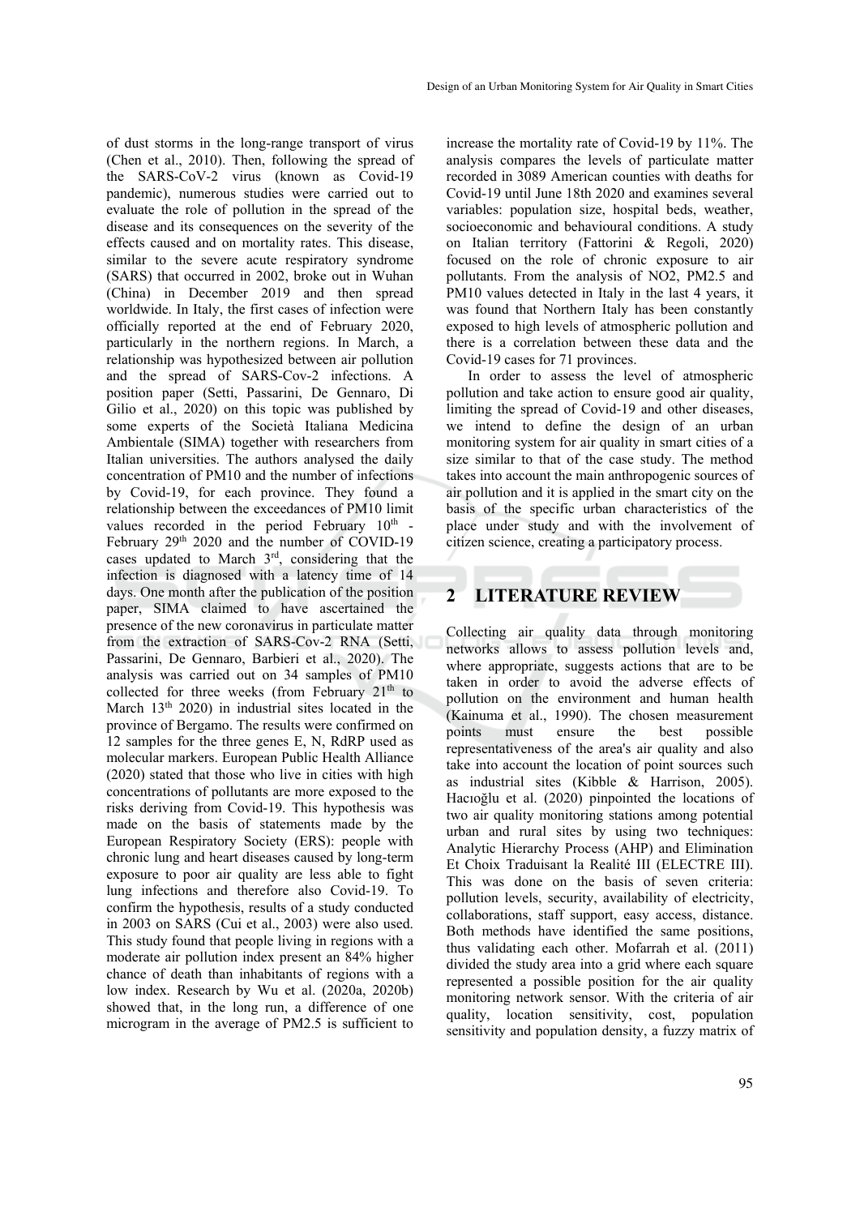of dust storms in the long-range transport of virus (Chen et al., 2010). Then, following the spread of the SARS-CoV-2 virus (known as Covid-19 pandemic), numerous studies were carried out to evaluate the role of pollution in the spread of the disease and its consequences on the severity of the effects caused and on mortality rates. This disease, similar to the severe acute respiratory syndrome (SARS) that occurred in 2002, broke out in Wuhan (China) in December 2019 and then spread worldwide. In Italy, the first cases of infection were officially reported at the end of February 2020, particularly in the northern regions. In March, a relationship was hypothesized between air pollution and the spread of SARS-Cov-2 infections. A position paper (Setti, Passarini, De Gennaro, Di Gilio et al., 2020) on this topic was published by some experts of the Società Italiana Medicina Ambientale (SIMA) together with researchers from Italian universities. The authors analysed the daily concentration of PM10 and the number of infections by Covid-19, for each province. They found a relationship between the exceedances of PM10 limit values recorded in the period February 10th - February 29th 2020 and the number of COVID-19 cases updated to March 3rd, considering that the infection is diagnosed with a latency time of 14 days. One month after the publication of the position paper, SIMA claimed to have ascertained the presence of the new coronavirus in particulate matter from the extraction of SARS-Cov-2 RNA (Setti, Passarini, De Gennaro, Barbieri et al., 2020). The analysis was carried out on 34 samples of PM10 collected for three weeks (from February 21th to March 13th 2020) in industrial sites located in the province of Bergamo. The results were confirmed on 12 samples for the three genes E, N, RdRP used as molecular markers. European Public Health Alliance (2020) stated that those who live in cities with high concentrations of pollutants are more exposed to the risks deriving from Covid-19. This hypothesis was made on the basis of statements made by the European Respiratory Society (ERS): people with chronic lung and heart diseases caused by long-term exposure to poor air quality are less able to fight lung infections and therefore also Covid-19. To confirm the hypothesis, results of a study conducted in 2003 on SARS (Cui et al., 2003) were also used. This study found that people living in regions with a moderate air pollution index present an 84% higher chance of death than inhabitants of regions with a low index. Research by Wu et al. (2020a, 2020b) showed that, in the long run, a difference of one microgram in the average of PM2.5 is sufficient to increase the mortality rate of Covid-19 by 11%. The analysis compares the levels of particulate matter recorded in 3089 American counties with deaths for Covid-19 until June 18th 2020 and examines several variables: population size, hospital beds, weather, socioeconomic and behavioural conditions. A study on Italian territory (Fattorini & Regoli, 2020) focused on the role of chronic exposure to air pollutants. From the analysis of $NO_2$, PM2.5 and PM10 values detected in Italy in the last 4 years, it was found that Northern Italy has been constantly exposed to high levels of atmospheric pollution and there is a correlation between these data and the Covid-19 cases for 71 provinces.

In order to assess the level of atmospheric pollution and take action to ensure good air quality, limiting the spread of Covid-19 and other diseases, we intend to define the design of an urban monitoring system for air quality in smart cities of a size similar to that of the case study. The method takes into account the main anthropogenic sources of air pollution and it is applied in the smart city on the basis of the specific urban characteristics of the place under study and with the involvement of citizen science, creating a participatory process.

## 2 LITERATURE REVIEW

Collecting air quality data through monitoring networks allows to assess pollution levels and, where appropriate, suggests actions that are to be taken in order to avoid the adverse effects of pollution on the environment and human health (Kainuma et al., 1990). The chosen measurement points must ensure the best possible representativeness of the area's air quality and also take into account the location of point sources such as industrial sites (Kibble & Harrison, 2005). Hacıoğlu et al. (2020) pinpointed the locations of two air quality monitoring stations among potential urban and rural sites by using two techniques: Analytic Hierarchy Process (AHP) and Elimination Et Choix Traduisant la Realité III (ELECTRE III). This was done on the basis of seven criteria: pollution levels, security, availability of electricity, collaborations, staff support, easy access, distance. Both methods have identified the same positions, thus validating each other. Mofarrah et al. (2011) divided the study area into a grid where each square represented a possible position for the air quality monitoring network sensor. With the criteria of air quality, location sensitivity, cost, population sensitivity and population density, a fuzzy matrix of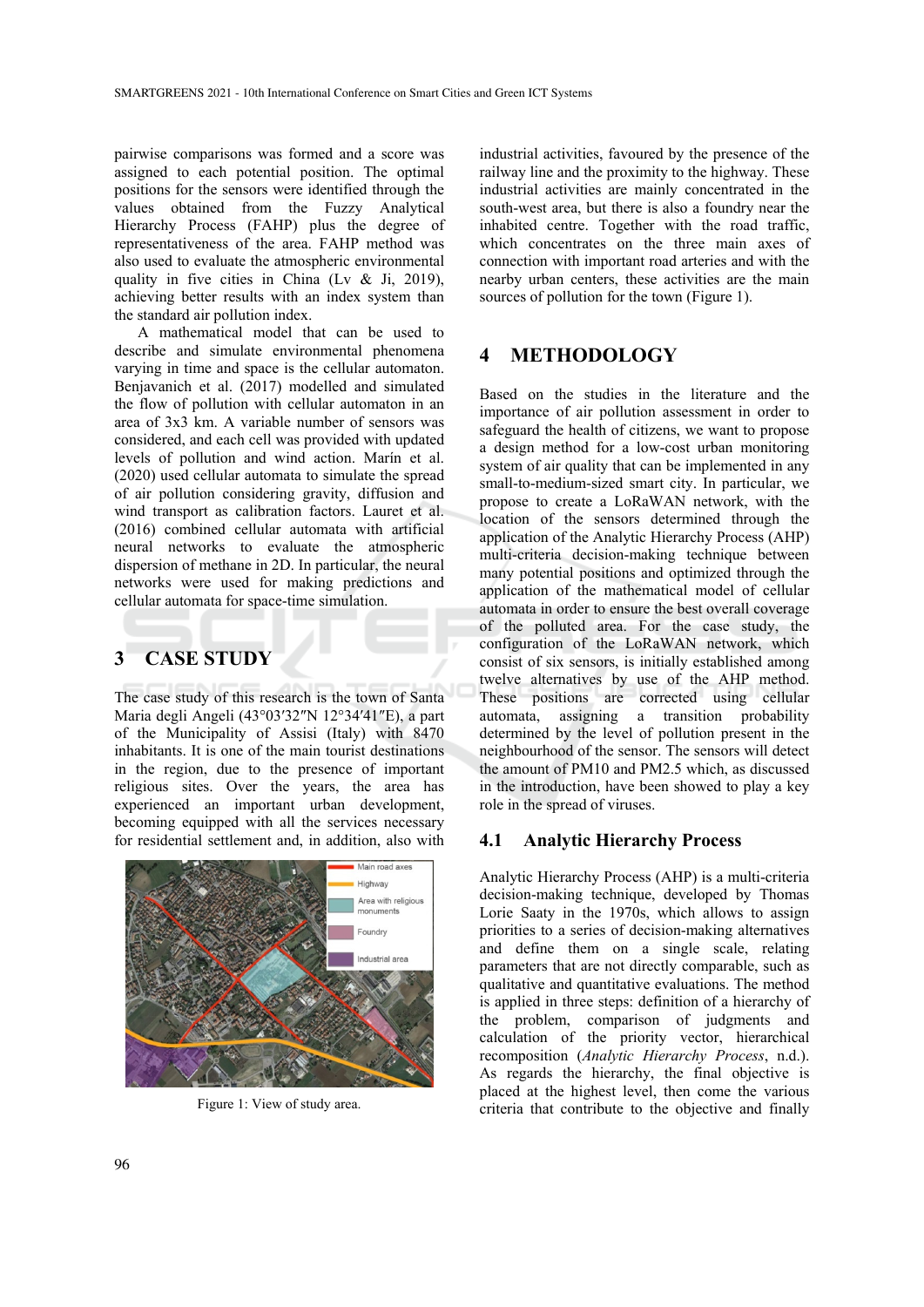pairwise comparisons was formed and a score was assigned to each potential position. The optimal positions for the sensors were identified through the values obtained from the Fuzzy Analytical Hierarchy Process (FAHP) plus the degree of representativeness of the area. FAHP method was also used to evaluate the atmospheric environmental quality in five cities in China (Lv & Ji, 2019), achieving better results with an index system than the standard air pollution index.

A mathematical model that can be used to describe and simulate environmental phenomena varying in time and space is the cellular automaton. Benjavanich et al. (2017) modelled and simulated the flow of pollution with cellular automaton in an area of 3x3 km. A variable number of sensors was considered, and each cell was provided with updated levels of pollution and wind action. Marín et al. (2020) used cellular automata to simulate the spread of air pollution considering gravity, diffusion and wind transport as calibration factors. Lauret et al. (2016) combined cellular automata with artificial neural networks to evaluate the atmospheric dispersion of methane in 2D. In particular, the neural networks were used for making predictions and cellular automata for space-time simulation.

## 3 CASE STUDY

The case study of this research is the town of Santa Maria degli Angeli (43°03′32″N 12°34′41″E), a part of the Municipality of Assisi (Italy) with 8470 inhabitants. It is one of the main tourist destinations in the region, due to the presence of important religious sites. Over the years, the area has experienced an important urban development, becoming equipped with all the services necessary for residential settlement and, in addition, also with industrial activities, favoured by the presence of the railway line and the proximity to the highway. These industrial activities are mainly concentrated in the south-west area, but there is also a foundry near the inhabited centre. Together with the road traffic, which concentrates on the three main axes of connection with important road arteries and with the nearby urban centers, these activities are the main sources of pollution for the town (Figure 1).

Figure 1: View of study area.

## 4 METHODOLOGY

Based on the studies in the literature and the importance of air pollution assessment in order to safeguard the health of citizens, we want to propose a design method for a low-cost urban monitoring system of air quality that can be implemented in any small-to-medium-sized smart city. In particular, we propose to create a LoRaWAN network, with the location of the sensors determined through the application of the Analytic Hierarchy Process (AHP) multi-criteria decision-making technique between many potential positions and optimized through the application of the mathematical model of cellular automata in order to ensure the best overall coverage of the polluted area. For the case study, the configuration of the LoRaWAN network, which consist of six sensors, is initially established among twelve alternatives by use of the AHP method. These positions are corrected using cellular automata, assigning a transition probability determined by the level of pollution present in the neighbourhood of the sensor. The sensors will detect the amount of PM10 and PM2.5 which, as discussed in the introduction, have been showed to play a key role in the spread of viruses.

### 4.1 Analytic Hierarchy Process

Analytic Hierarchy Process (AHP) is a multi-criteria decision-making technique, developed by Thomas Lorie Saaty in the 1970s, which allows to assign priorities to a series of decision-making alternatives and define them on a single scale, relating parameters that are not directly comparable, such as qualitative and quantitative evaluations. The method is applied in three steps: definition of a hierarchy of the problem, comparison of judgments and calculation of the priority vector, hierarchical recomposition (*Analytic Hierarchy Process*, n.d.). As regards the hierarchy, the final objective is placed at the highest level, then come the various criteria that contribute to the objective and finally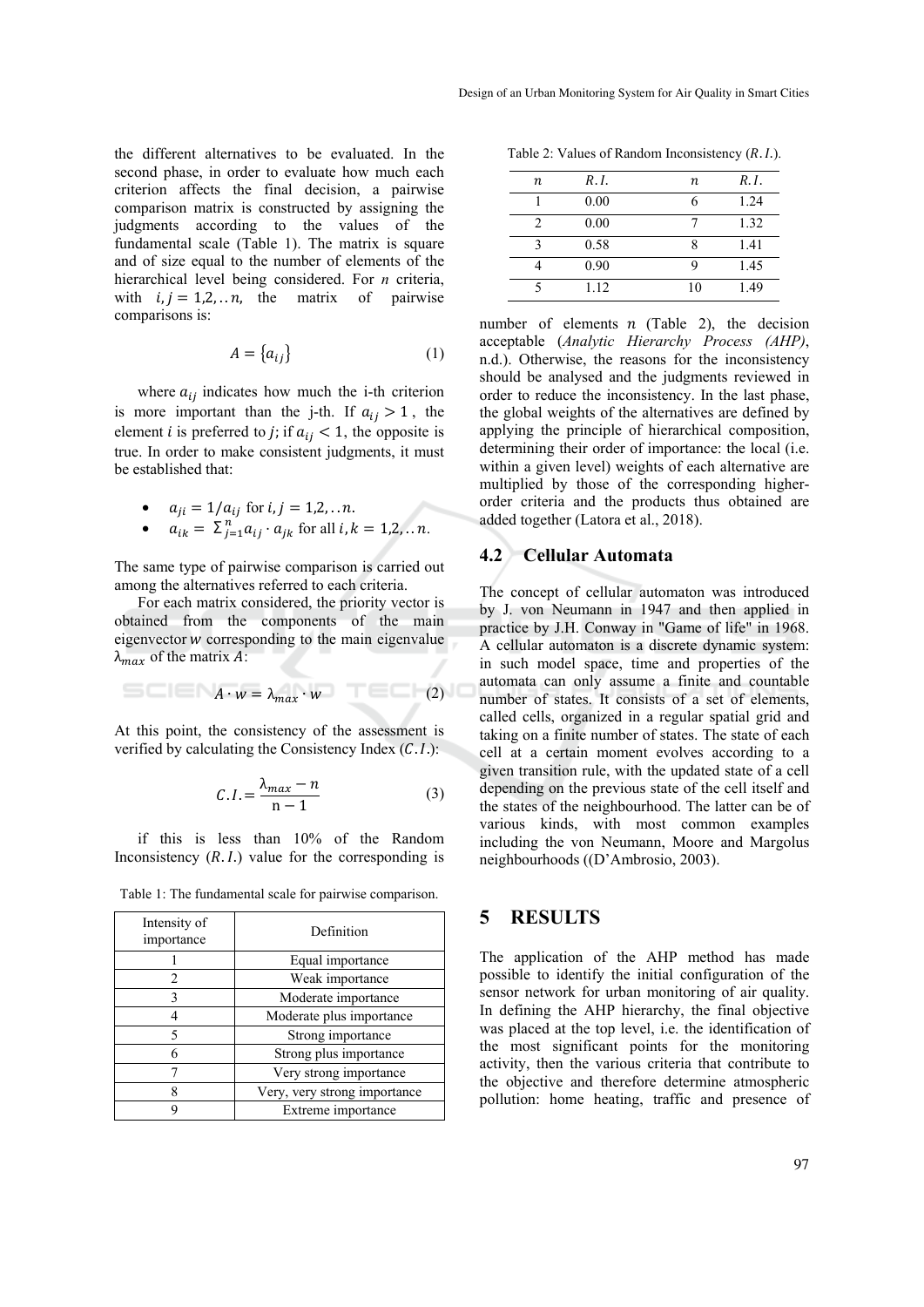the different alternatives to be evaluated. In the second phase, in order to evaluate how much each criterion affects the final decision, a pairwise comparison matrix is constructed by assigning the judgments according to the values of the fundamental scale (Table 1). The matrix is square and of size equal to the number of elements of the hierarchical level being considered. For *n* criteria, with $i, j = 1,2, .. n$, the matrix of pairwise comparisons is:

$$A = \{a_{ij}\} \tag{1}$$

where $a_{ij}$ indicates how much the i-th criterion is more important than the j-th. If $a_{ij} > 1$, the element *i* is preferred to *j*; if $a_{ij} < 1$, the opposite is true. In order to make consistent judgments, it must be established that:

- $a_{ji} = 1/a_{ij}$ for $i, j = 1,2, .. n$.
- $a_{ik} = \Sigma_{j=1}^{n} a_{ij} \cdot a_{jk}$ for all $i, k = 1,2, .. n$.

The same type of pairwise comparison is carried out among the alternatives referred to each criteria.

For each matrix considered, the priority vector is obtained from the components of the main eigenvector $w$ corresponding to the main eigenvalue $\lambda_{max}$ of the matrix $A$:

$$A \cdot w = \lambda_{max} \cdot w \tag{2}$$

At this point, the consistency of the assessment is verified by calculating the Consistency Index ($C.I.$):

$$C.I. = \frac{\lambda_{max} - n}{n - 1} \tag{3}$$

if this is less than 10% of the Random Inconsistency ($R.I.$) value for the corresponding is

Table 1: The fundamental scale for pairwise comparison.

| Intensity of importance | Definition |
|---|---|
| 1 | Equal importance |
| 2 | Weak importance |
| 3 | Moderate importance |
| 4 | Moderate plus importance |
| 5 | Strong importance |
| 6 | Strong plus importance |
| 7 | Very strong importance |
| 8 | Very, very strong importance |
| 9 | Extreme importance |

Table 2: Values of Random Inconsistency ($R.I.$).

| $n$ | $R.I.$ | $n$ | $R.I.$ |
|---|---|---|---|
| 1 | 0.00 | 6 | 1.24 |
| 2 | 0.00 | 7 | 1.32 |
| 3 | 0.58 | 8 | 1.41 |
| 4 | 0.90 | 9 | 1.45 |
| 5 | 1.12 | 10 | 1.49 |

number of elements $n$ (Table 2), the decision acceptable (*Analytic Hierarchy Process (AHP)*, n.d.). Otherwise, the reasons for the inconsistency should be analysed and the judgments reviewed in order to reduce the inconsistency. In the last phase, the global weights of the alternatives are defined by applying the principle of hierarchical composition, determining their order of importance: the local (i.e. within a given level) weights of each alternative are multiplied by those of the corresponding higher-order criteria and the products thus obtained are added together (Latora et al., 2018).

### 4.2 Cellular Automata

The concept of cellular automaton was introduced by J. von Neumann in 1947 and then applied in practice by J.H. Conway in "Game of life" in 1968. A cellular automaton is a discrete dynamic system: in such model space, time and properties of the automata can only assume a finite and countable number of states. It consists of a set of elements, called cells, organized in a regular spatial grid and taking on a finite number of states. The state of each cell at a certain moment evolves according to a given transition rule, with the updated state of a cell depending on the previous state of the cell itself and the states of the neighbourhood. The latter can be of various kinds, with most common examples including the von Neumann, Moore and Margolus neighbourhoods ((D'Ambrosio, 2003).

## 5 RESULTS

The application of the AHP method has made possible to identify the initial configuration of the sensor network for urban monitoring of air quality. In defining the AHP hierarchy, the final objective was placed at the top level, i.e. the identification of the most significant points for the monitoring activity, then the various criteria that contribute to the objective and therefore determine atmospheric pollution: home heating, traffic and presence of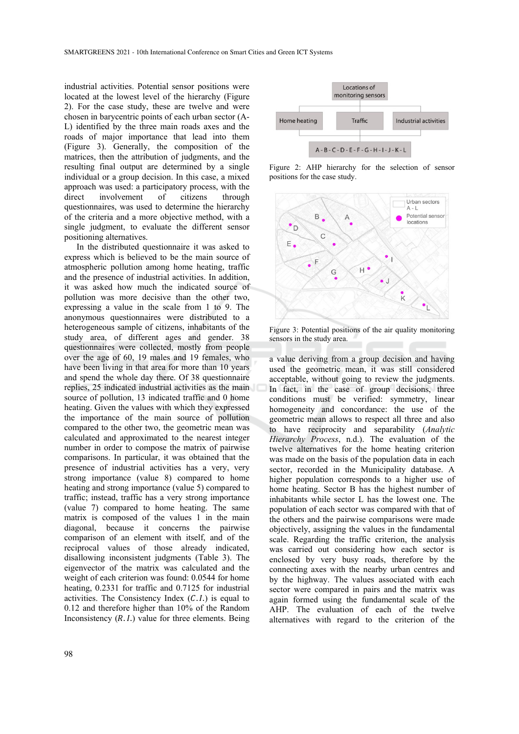industrial activities. Potential sensor positions were located at the lowest level of the hierarchy (Figure 2). For the case study, these are twelve and were chosen in barycentric points of each urban sector (A-L) identified by the three main roads axes and the roads of major importance that lead into them (Figure 3). Generally, the composition of the matrices, then the attribution of judgments, and the resulting final output are determined by a single individual or a group decision. In this case, a mixed approach was used: a participatory process, with the direct involvement of citizens through questionnaires, was used to determine the hierarchy of the criteria and a more objective method, with a single judgment, to evaluate the different sensor positioning alternatives.

In the distributed questionnaire it was asked to express which is believed to be the main source of atmospheric pollution among home heating, traffic and the presence of industrial activities. In addition, it was asked how much the indicated source of pollution was more decisive than the other two, expressing a value in the scale from 1 to 9. The anonymous questionnaires were distributed to a heterogeneous sample of citizens, inhabitants of the study area, of different ages and gender. 38 questionnaires were collected, mostly from people over the age of 60, 19 males and 19 females, who have been living in that area for more than 10 years and spend the whole day there. Of 38 questionnaire replies, 25 indicated industrial activities as the main source of pollution, 13 indicated traffic and 0 home heating. Given the values with which they expressed the importance of the main source of pollution compared to the other two, the geometric mean was calculated and approximated to the nearest integer number in order to compose the matrix of pairwise comparisons. In particular, it was obtained that the presence of industrial activities has a very, very strong importance (value 8) compared to home heating and strong importance (value 5) compared to traffic; instead, traffic has a very strong importance (value 7) compared to home heating. The same matrix is composed of the values 1 in the main diagonal, because it concerns the pairwise comparison of an element with itself, and of the reciprocal values of those already indicated, disallowing inconsistent judgments (Table 3). The eigenvector of the matrix was calculated and the weight of each criterion was found: 0.0544 for home heating, 0.2331 for traffic and 0.7125 for industrial activities. The Consistency Index ($C.I.$) is equal to 0.12 and therefore higher than 10% of the Random Inconsistency ($R.I.$) value for three elements. Being

Locations of monitoring sensors

Home heating | Traffic | Industrial activities

A - B - C - D - E - F - G - H - I - J - K - L

Figure 2: AHP hierarchy for the selection of sensor positions for the case study.

Figure 3: Potential positions of the air quality monitoring sensors in the study area.

a value deriving from a group decision and having used the geometric mean, it was still considered acceptable, without going to review the judgments. In fact, in the case of group decisions, three conditions must be verified: symmetry, linear homogeneity and concordance: the use of the geometric mean allows to respect all three and also to have reciprocity and separability (*Analytic Hierarchy Process*, n.d.). The evaluation of the twelve alternatives for the home heating criterion was made on the basis of the population data in each sector, recorded in the Municipality database. A higher population corresponds to a higher use of home heating. Sector B has the highest number of inhabitants while sector L has the lowest one. The population of each sector was compared with that of the others and the pairwise comparisons were made objectively, assigning the values in the fundamental scale. Regarding the traffic criterion, the analysis was carried out considering how each sector is enclosed by very busy roads, therefore by the connecting axes with the nearby urban centres and by the highway. The values associated with each sector were compared in pairs and the matrix was again formed using the fundamental scale of the AHP. The evaluation of each of the twelve alternatives with regard to the criterion of the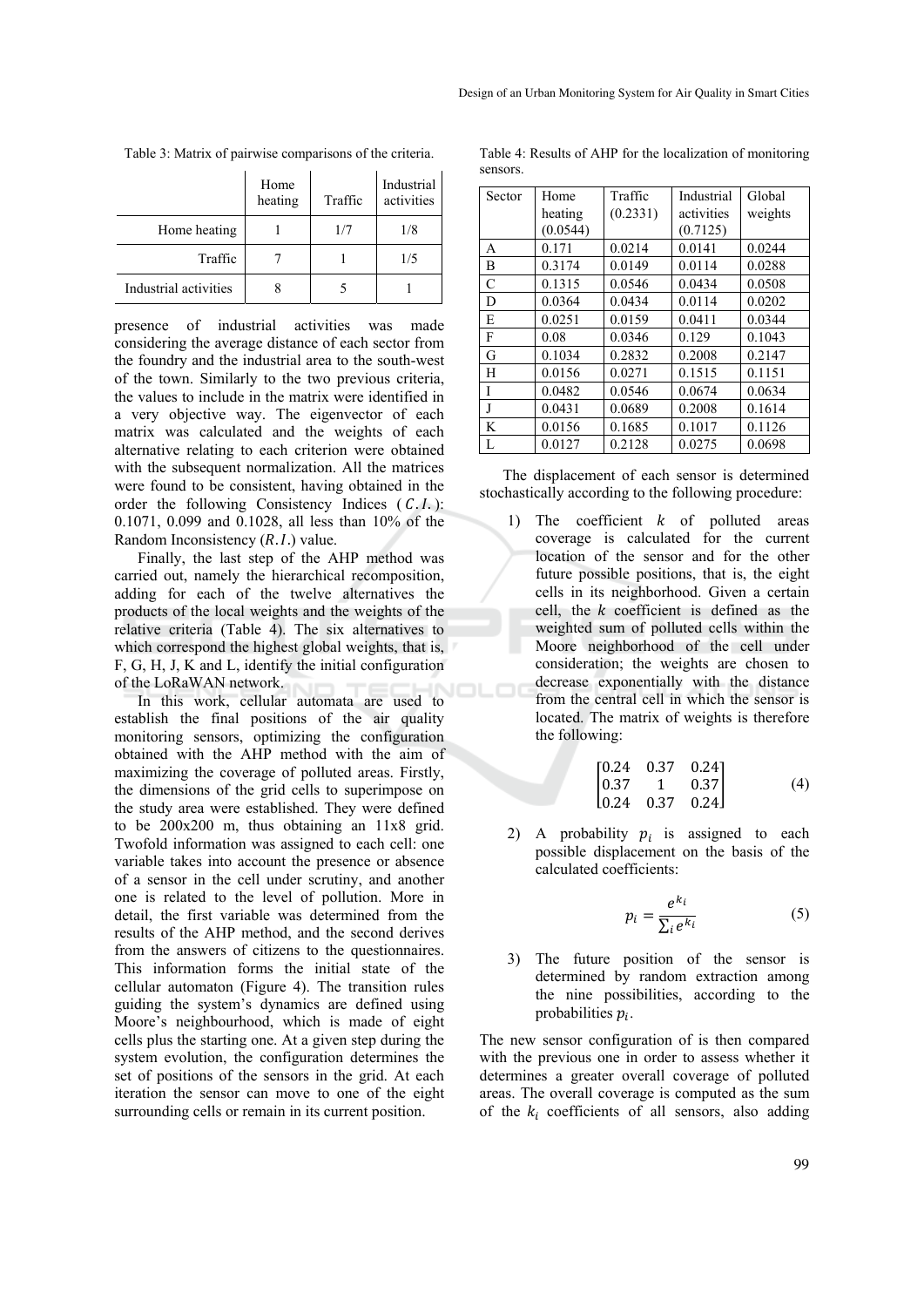Table 3: Matrix of pairwise comparisons of the criteria.

| | Home heating | Traffic | Industrial activities |
|---|---|---|---|
| Home heating | 1 | 1/7 | 1/8 |
| Traffic | 7 | 1 | 1/5 |
| Industrial activities | 8 | 5 | 1 |

presence of industrial activities was made considering the average distance of each sector from the foundry and the industrial area to the south-west of the town. Similarly to the two previous criteria, the values to include in the matrix were identified in a very objective way. The eigenvector of each matrix was calculated and the weights of each alternative relating to each criterion were obtained with the subsequent normalization. All the matrices were found to be consistent, having obtained in the order the following Consistency Indices ($C.I.$): 0.1071, 0.099 and 0.1028, all less than 10% of the Random Inconsistency ($R.I.$) value.

Finally, the last step of the AHP method was carried out, namely the hierarchical recomposition, adding for each of the twelve alternatives the products of the local weights and the weights of the relative criteria (Table 4). The six alternatives to which correspond the highest global weights, that is, F, G, H, J, K and L, identify the initial configuration of the LoRaWAN network.

In this work, cellular automata are used to establish the final positions of the air quality monitoring sensors, optimizing the configuration obtained with the AHP method with the aim of maximizing the coverage of polluted areas. Firstly, the dimensions of the grid cells to superimpose on the study area were established. They were defined to be 200x200 m, thus obtaining an 11x8 grid. Twofold information was assigned to each cell: one variable takes into account the presence or absence of a sensor in the cell under scrutiny, and another one is related to the level of pollution. More in detail, the first variable was determined from the results of the AHP method, and the second derives from the answers of citizens to the questionnaires. This information forms the initial state of the cellular automaton (Figure 4). The transition rules guiding the system's dynamics are defined using Moore's neighbourhood, which is made of eight cells plus the starting one. At a given step during the system evolution, the configuration determines the set of positions of the sensors in the grid. At each iteration the sensor can move to one of the eight surrounding cells or remain in its current position.

Table 4: Results of AHP for the localization of monitoring sensors.

| Sector | Home heating (0.0544) | Traffic (0.2331) | Industrial activities (0.7125) | Global weights |
|---|---|---|---|---|
| A | 0.171 | 0.0214 | 0.0141 | 0.0244 |
| B | 0.3174 | 0.0149 | 0.0114 | 0.0288 |
| C | 0.1315 | 0.0546 | 0.0434 | 0.0508 |
| D | 0.0364 | 0.0434 | 0.0114 | 0.0202 |
| E | 0.0251 | 0.0159 | 0.0411 | 0.0344 |
| F | 0.08 | 0.0346 | 0.129 | 0.1043 |
| G | 0.1034 | 0.2832 | 0.2008 | 0.2147 |
| H | 0.0156 | 0.0271 | 0.1515 | 0.1151 |
| I | 0.0482 | 0.0546 | 0.0674 | 0.0634 |
| J | 0.0431 | 0.0689 | 0.2008 | 0.1614 |
| K | 0.0156 | 0.1685 | 0.1017 | 0.1126 |
| L | 0.0127 | 0.2128 | 0.0275 | 0.0698 |

The displacement of each sensor is determined stochastically according to the following procedure:

1) The coefficient $k$ of polluted areas coverage is calculated for the current location of the sensor and for the other future possible positions, that is, the eight cells in its neighborhood. Given a certain cell, the $k$ coefficient is defined as the weighted sum of polluted cells within the Moore neighborhood of the cell under consideration; the weights are chosen to decrease exponentially with the distance from the central cell in which the sensor is located. The matrix of weights is therefore the following:

$$\begin{bmatrix} 0.24 & 0.37 & 0.24 \\ 0.37 & 1 & 0.37 \\ 0.24 & 0.37 & 0.24 \end{bmatrix} \tag{4}$$

2) A probability $p_i$ is assigned to each possible displacement on the basis of the calculated coefficients:

$$p_i = \frac{e^{k_i}}{\sum_i e^{k_i}} \tag{5}$$

3) The future position of the sensor is determined by random extraction among the nine possibilities, according to the probabilities $p_i$.

The new sensor configuration of is then compared with the previous one in order to assess whether it determines a greater overall coverage of polluted areas. The overall coverage is computed as the sum of the $k_i$ coefficients of all sensors, also adding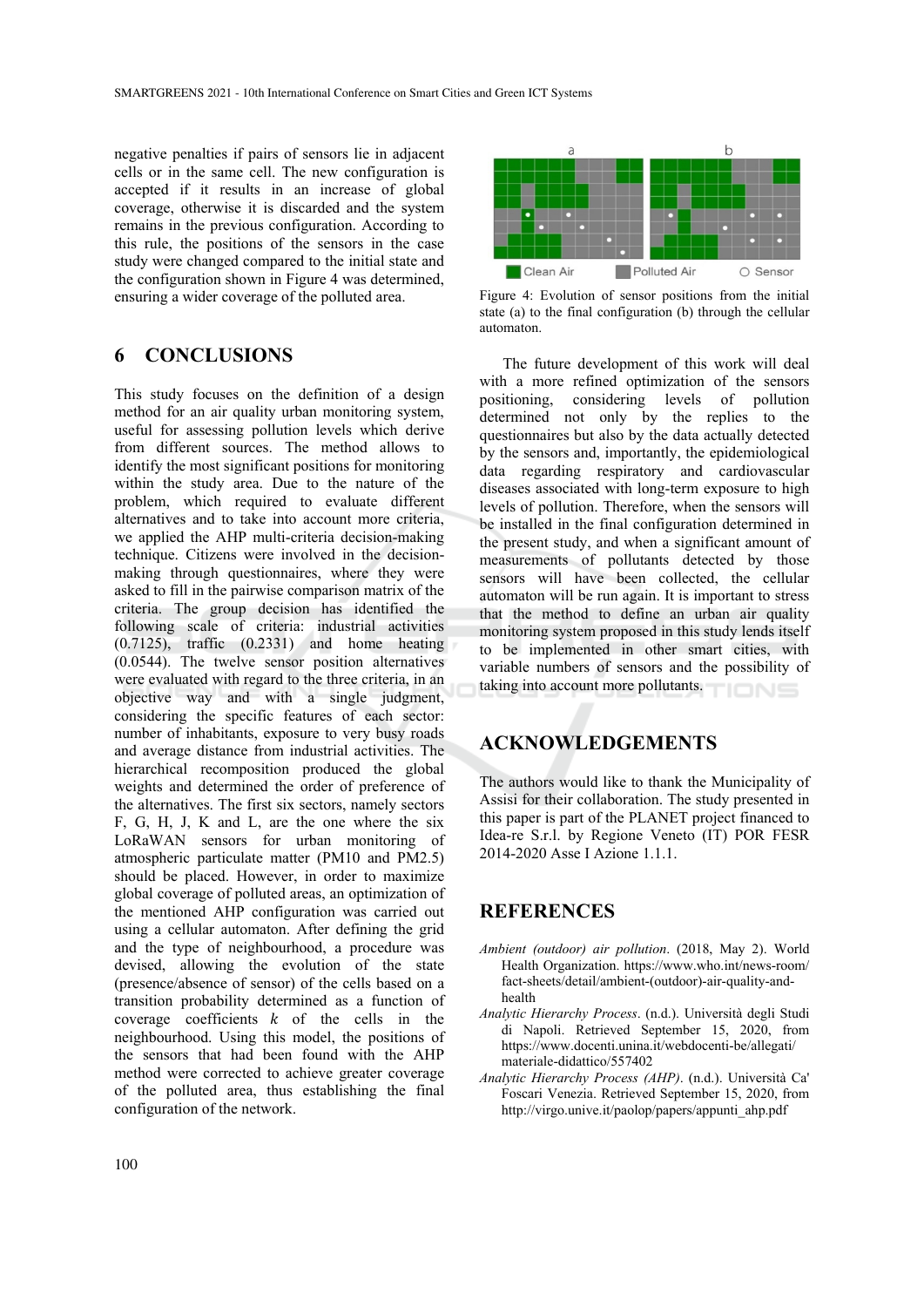negative penalties if pairs of sensors lie in adjacent cells or in the same cell. The new configuration is accepted if it results in an increase of global coverage, otherwise it is discarded and the system remains in the previous configuration. According to this rule, the positions of the sensors in the case study were changed compared to the initial state and the configuration shown in Figure 4 was determined, ensuring a wider coverage of the polluted area.

Figure 4: Evolution of sensor positions from the initial state (a) to the final configuration (b) through the cellular automaton.

## 6 CONCLUSIONS

This study focuses on the definition of a design method for an air quality urban monitoring system, useful for assessing pollution levels which derive from different sources. The method allows to identify the most significant positions for monitoring within the study area. Due to the nature of the problem, which required to evaluate different alternatives and to take into account more criteria, we applied the AHP multi-criteria decision-making technique. Citizens were involved in the decision-making through questionnaires, where they were asked to fill in the pairwise comparison matrix of the criteria. The group decision has identified the following scale of criteria: industrial activities (0.7125), traffic (0.2331) and home heating (0.0544). The twelve sensor position alternatives were evaluated with regard to the three criteria, in an objective way and with a single judgment, considering the specific features of each sector: number of inhabitants, exposure to very busy roads and average distance from industrial activities. The hierarchical recomposition produced the global weights and determined the order of preference of the alternatives. The first six sectors, namely sectors F, G, H, J, K and L, are the one where the six LoRaWAN sensors for urban monitoring of atmospheric particulate matter (PM10 and PM2.5) should be placed. However, in order to maximize global coverage of polluted areas, an optimization of the mentioned AHP configuration was carried out using a cellular automaton. After defining the grid and the type of neighbourhood, a procedure was devised, allowing the evolution of the state (presence/absence of sensor) of the cells based on a transition probability determined as a function of coverage coefficients $k$ of the cells in the neighbourhood. Using this model, the positions of the sensors that had been found with the AHP method were corrected to achieve greater coverage of the polluted area, thus establishing the final configuration of the network.

The future development of this work will deal with a more refined optimization of the sensors positioning, considering levels of pollution determined not only by the replies to the questionnaires but also by the data actually detected by the sensors and, importantly, the epidemiological data regarding respiratory and cardiovascular diseases associated with long-term exposure to high levels of pollution. Therefore, when the sensors will be installed in the final configuration determined in the present study, and when a significant amount of measurements of pollutants detected by those sensors will have been collected, the cellular automaton will be run again. It is important to stress that the method to define an urban air quality monitoring system proposed in this study lends itself to be implemented in other smart cities, with variable numbers of sensors and the possibility of taking into account more pollutants.

## ACKNOWLEDGEMENTS

The authors would like to thank the Municipality of Assisi for their collaboration. The study presented in this paper is part of the PLANET project financed to Idea-re S.r.l. by Regione Veneto (IT) POR FESR 2014-2020 Asse I Azione 1.1.1.

## REFERENCES

*Ambient (outdoor) air pollution*. (2018, May 2). World Health Organization. https://www.who.int/news-room/fact-sheets/detail/ambient-(outdoor)-air-quality-and-health

*Analytic Hierarchy Process*. (n.d.). Università degli Studi di Napoli. Retrieved September 15, 2020, from https://www.docenti.unina.it/webdocenti-be/allegati/materiale-didattico/557402

*Analytic Hierarchy Process (AHP)*. (n.d.). Università Ca' Foscari Venezia. Retrieved September 15, 2020, from http://virgo.unive.it/paolop/papers/appunti_ahp.pdf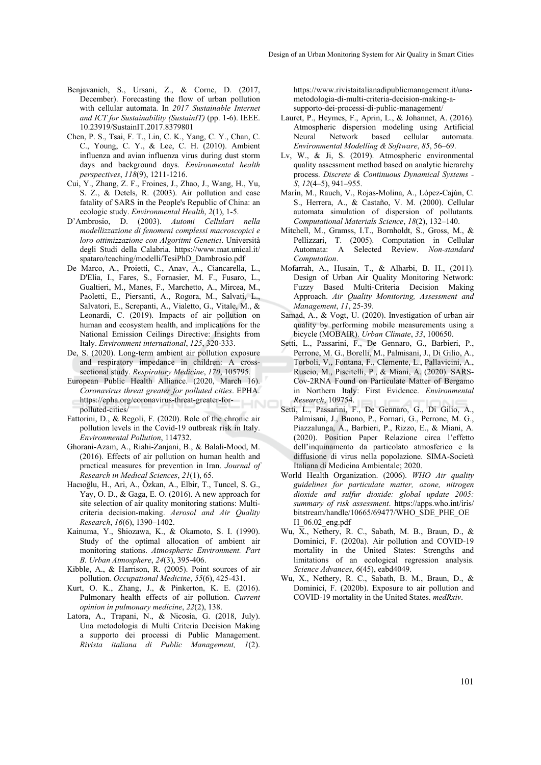Benjavanich, S., Ursani, Z., & Corne, D. (2017, December). Forecasting the flow of urban pollution with cellular automata. In *2017 Sustainable Internet and ICT for Sustainability (SustainIT)* (pp. 1-6). IEEE. 10.23919/SustainIT.2017.8379801

Chen, P. S., Tsai, F. T., Lin, C. K., Yang, C. Y., Chan, C. C., Young, C. Y., & Lee, C. H. (2010). Ambient influenza and avian influenza virus during dust storm days and background days. *Environmental health perspectives*, *118*(9), 1211-1216.

Cui, Y., Zhang, Z. F., Froines, J., Zhao, J., Wang, H., Yu, S. Z., & Detels, R. (2003). Air pollution and case fatality of SARS in the People's Republic of China: an ecologic study. *Environmental Health*, *2*(1), 1-5.

D'Ambrosio, D. (2003). *Automi Cellulari nella modellizzazione di fenomeni complessi macroscopici e loro ottimizzazione con Algoritmi Genetici*. Università degli Studi della Calabria. https://www.mat.unical.it/spataro/teaching/modelli/TesiPhD_Dambrosio.pdf

De Marco, A., Proietti, C., Anav, A., Ciancarella, L., D'Elia, I., Fares, S., Fornasier, M. F., Fusaro, L., Gualtieri, M., Manes, F., Marchetto, A., Mircea, M., Paoletti, E., Piersanti, A., Rogora, M., Salvati, L., Salvatori, E., Screpanti, A., Vialetto, G., Vitale, M., & Leonardi, C. (2019). Impacts of air pollution on human and ecosystem health, and implications for the National Emission Ceilings Directive: Insights from Italy. *Environment international*, *125*, 320-333.

De, S. (2020). Long-term ambient air pollution exposure and respiratory impedance in children: A cross-sectional study. *Respiratory Medicine*, *170*, 105795.

European Public Health Alliance. (2020, March 16). *Coronavirus threat greater for polluted cities*. EPHA. https://epha.org/coronavirus-threat-greater-for-polluted-cities/

Fattorini, D., & Regoli, F. (2020). Role of the chronic air pollution levels in the Covid-19 outbreak risk in Italy. *Environmental Pollution*, 114732.

Ghorani-Azam, A., Riahi-Zanjani, B., & Balali-Mood, M. (2016). Effects of air pollution on human health and practical measures for prevention in Iran. *Journal of Research in Medical Sciences*, *21*(1), 65.

Hacıoğlu, H., Ari, A., Özkan, A., Elbir, T., Tuncel, S. G., Yay, O. D., & Gaga, E. O. (2016). A new approach for site selection of air quality monitoring stations: Multi-criteria decision-making. *Aerosol and Air Quality Research*, *16*(6), 1390–1402.

Kainuma, Y., Shiozawa, K., & Okamoto, S. I. (1990). Study of the optimal allocation of ambient air monitoring stations. *Atmospheric Environment. Part B. Urban Atmosphere*, *24*(3), 395-406.

Kibble, A., & Harrison, R. (2005). Point sources of air pollution. *Occupational Medicine*, *55*(6), 425-431.

Kurt, O. K., Zhang, J., & Pinkerton, K. E. (2016). Pulmonary health effects of air pollution. *Current opinion in pulmonary medicine*, *22*(2), 138.

Latora, A., Trapani, N., & Nicosia, G. (2018, July). Una metodologia di Multi Criteria Decision Making a supporto dei processi di Public Management. *Rivista italiana di Public Management, 1*(2). https://www.rivistaitalianadipublicmanagement.it/una-metodologia-di-multi-criteria-decision-making-a-supporto-dei-processi-di-public-management/

Lauret, P., Heymes, F., Aprin, L., & Johannet, A. (2016). Atmospheric dispersion modeling using Artificial Neural Network based cellular automata. *Environmental Modelling & Software*, *85*, 56–69.

Lv, W., & Ji, S. (2019). Atmospheric environmental quality assessment method based on analytic hierarchy process. *Discrete & Continuous Dynamical Systems - S*, *12*(4–5), 941–955.

Marín, M., Rauch, V., Rojas-Molina, A., López-Cajún, C. S., Herrera, A., & Castaño, V. M. (2000). Cellular automata simulation of dispersion of pollutants. *Computational Materials Science*, *18*(2), 132–140.

Mitchell, M., Gramss, I.T., Bornholdt, S., Gross, M., & Pellizzari, T. (2005). Computation in Cellular Automata: A Selected Review. *Non-standard Computation*.

Mofarrah, A., Husain, T., & Alharbi, B. H. (2011). Design of Urban Air Quality Monitoring Network: Fuzzy Based Multi-Criteria Decision Making Approach. *Air Quality Monitoring, Assessment and Management*, *11*, 25-39.

Samad, A., & Vogt, U. (2020). Investigation of urban air quality by performing mobile measurements using a bicycle (MOBAIR). *Urban Climate*, *33*, 100650.

Setti, L., Passarini, F., De Gennaro, G., Barbieri, P., Perrone, M. G., Borelli, M., Palmisani, J., Di Gilio, A., Torboli, V., Fontana, F., Clemente, L., Pallavicini, A., Ruscio, M., Piscitelli, P., & Miani, A. (2020). SARS-Cov-2RNA Found on Particulate Matter of Bergamo in Northern Italy: First Evidence. *Environmental Research*, 109754.

Setti, L., Passarini, F., De Gennaro, G., Di Gilio, A., Palmisani, J., Buono, P., Fornari, G., Perrone, M. G., Piazzalunga, A., Barbieri, P., Rizzo, E., & Miani, A. (2020). Position Paper Relazione circa l'effetto dell'inquinamento da particolato atmosferico e la diffusione di virus nella popolazione. SIMA-Società Italiana di Medicina Ambientale; 2020.

World Health Organization. (2006). *WHO Air quality guidelines for particulate matter, ozone, nitrogen dioxide and sulfur dioxide: global update 2005: summary of risk assessment*. https://apps.who.int/iris/bitstream/handle/10665/69477/WHO_SDE_PHE_OEH_06.02_eng.pdf

Wu, X., Nethery, R. C., Sabath, M. B., Braun, D., & Dominici, F. (2020a). Air pollution and COVID-19 mortality in the United States: Strengths and limitations of an ecological regression analysis. *Science Advances*, *6*(45), eabd4049.

Wu, X., Nethery, R. C., Sabath, B. M., Braun, D., & Dominici, F. (2020b). Exposure to air pollution and COVID-19 mortality in the United States. *medRxiv*.